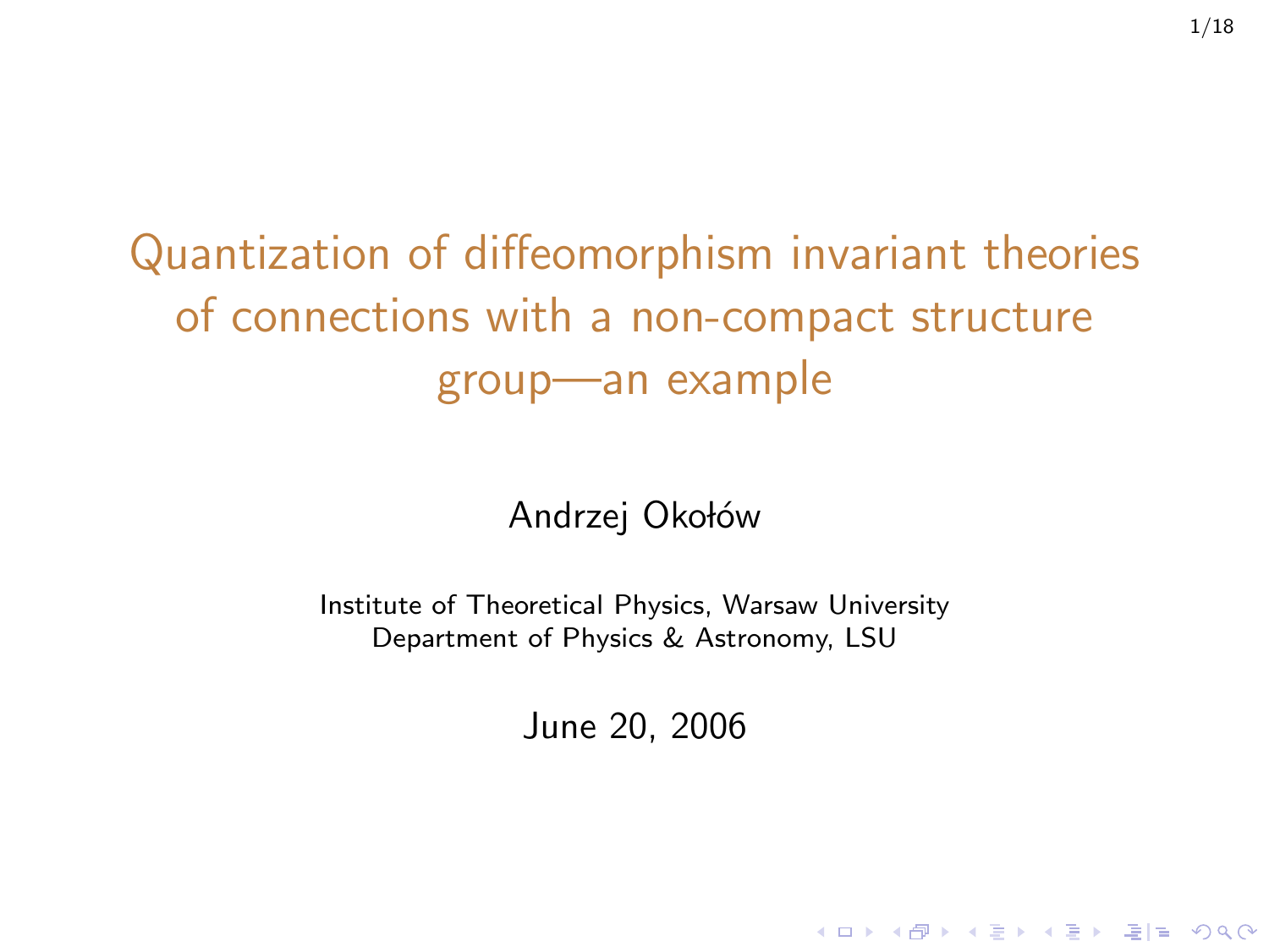# Quantization of diffeomorphism invariant theories of connections with a non-compact structure group—an example

Andrzej Okołów

Institute of Theoretical Physics, Warsaw University
Department of Physics & Astronomy, LSU

June 20, 2006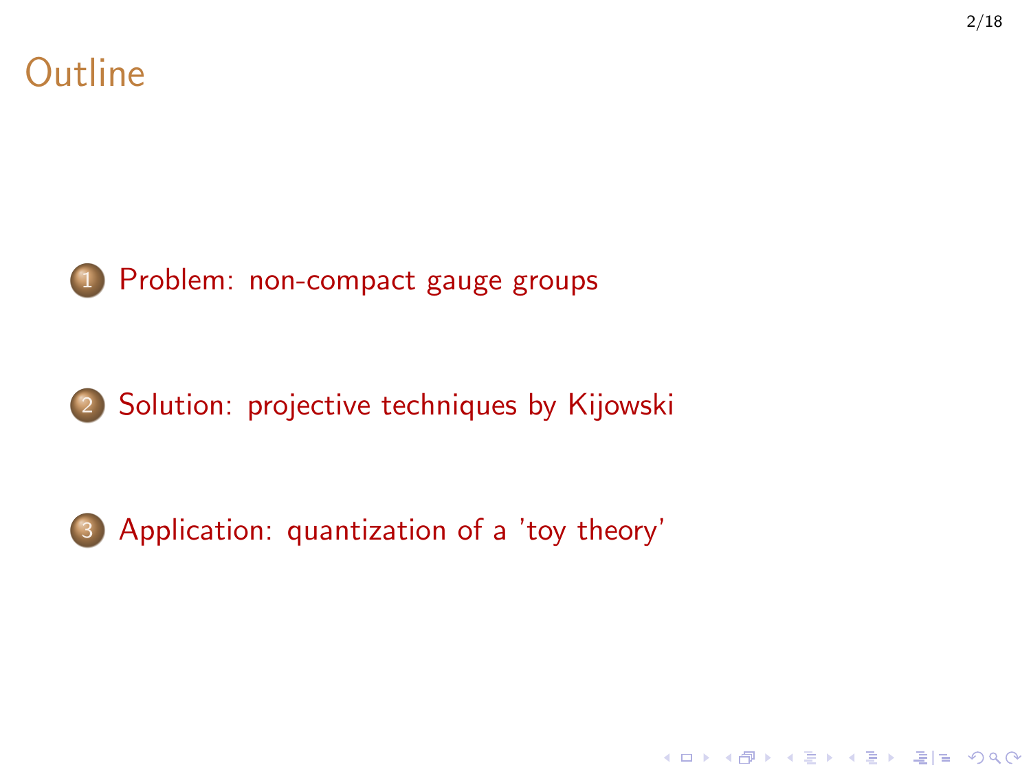# Outline

1. Problem: non-compact gauge groups
2. Solution: projective techniques by Kijowski
3. Application: quantization of a 'toy theory'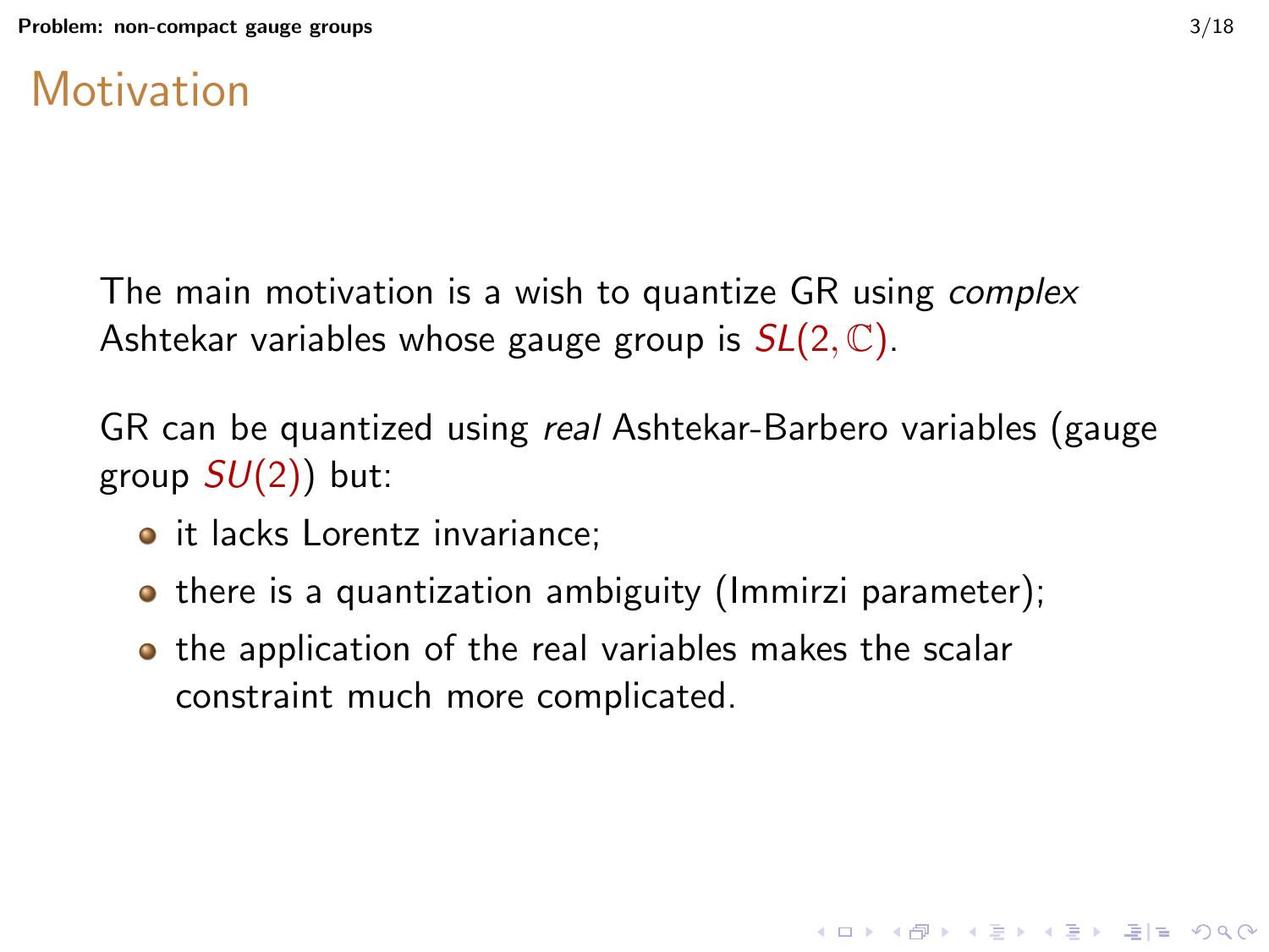# Motivation

The main motivation is a wish to quantize GR using *complex* Ashtekar variables whose gauge group is $SL(2, \mathbb{C})$.

GR can be quantized using *real* Ashtekar-Barbero variables (gauge group $SU(2)$) but:

- it lacks Lorentz invariance;
- there is a quantization ambiguity (Immirzi parameter);
- the application of the real variables makes the scalar constraint much more complicated.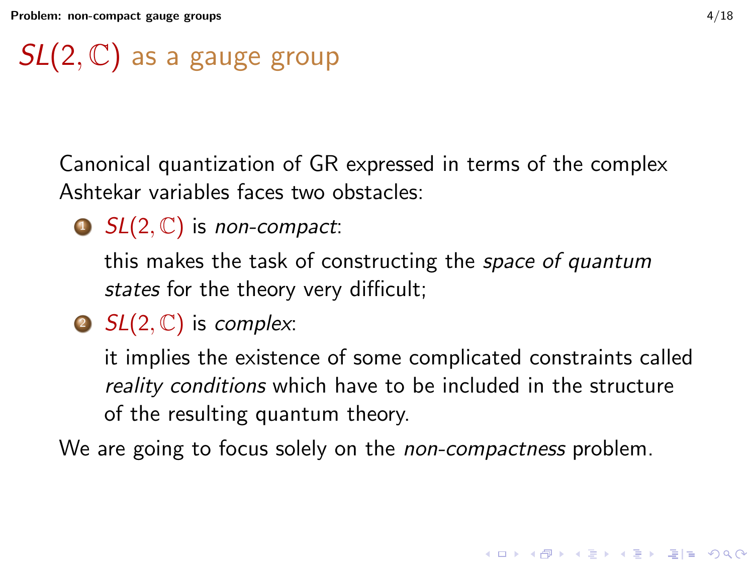# $SL(2,\mathbb{C})$ as a gauge group

Canonical quantization of GR expressed in terms of the complex Ashtekar variables faces two obstacles:

1. $SL(2,\mathbb{C})$ is *non-compact*:

   this makes the task of constructing the *space of quantum states* for the theory very difficult;

2. $SL(2,\mathbb{C})$ is *complex*:

   it implies the existence of some complicated constraints called *reality conditions* which have to be included in the structure of the resulting quantum theory.

We are going to focus solely on the *non-compactness* problem.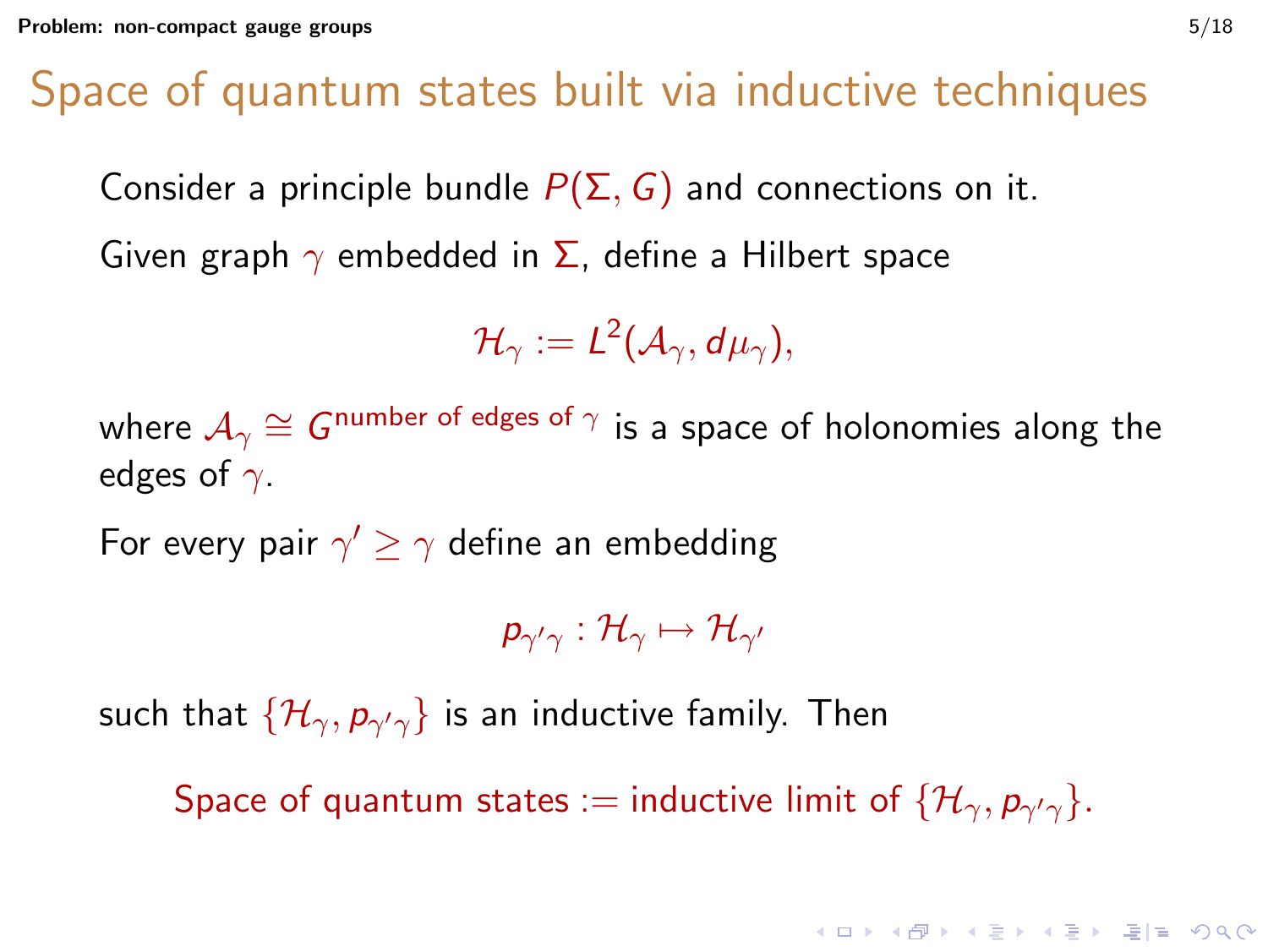# Space of quantum states built via inductive techniques

Consider a principle bundle $P(\Sigma, G)$ and connections on it.

Given graph $\gamma$ embedded in $\Sigma$, define a Hilbert space

$$\mathcal{H}_\gamma := L^2(\mathcal{A}_\gamma, d\mu_\gamma),$$

where $\mathcal{A}_\gamma \cong G^{\text{number of edges of } \gamma}$ is a space of holonomies along the edges of $\gamma$.

For every pair $\gamma' \geq \gamma$ define an embedding

$$p_{\gamma'\gamma} : \mathcal{H}_\gamma \mapsto \mathcal{H}_{\gamma'}$$

such that $\{\mathcal{H}_\gamma, p_{\gamma'\gamma}\}$ is an inductive family. Then

Space of quantum states := inductive limit of $\{\mathcal{H}_\gamma, p_{\gamma'\gamma}\}$.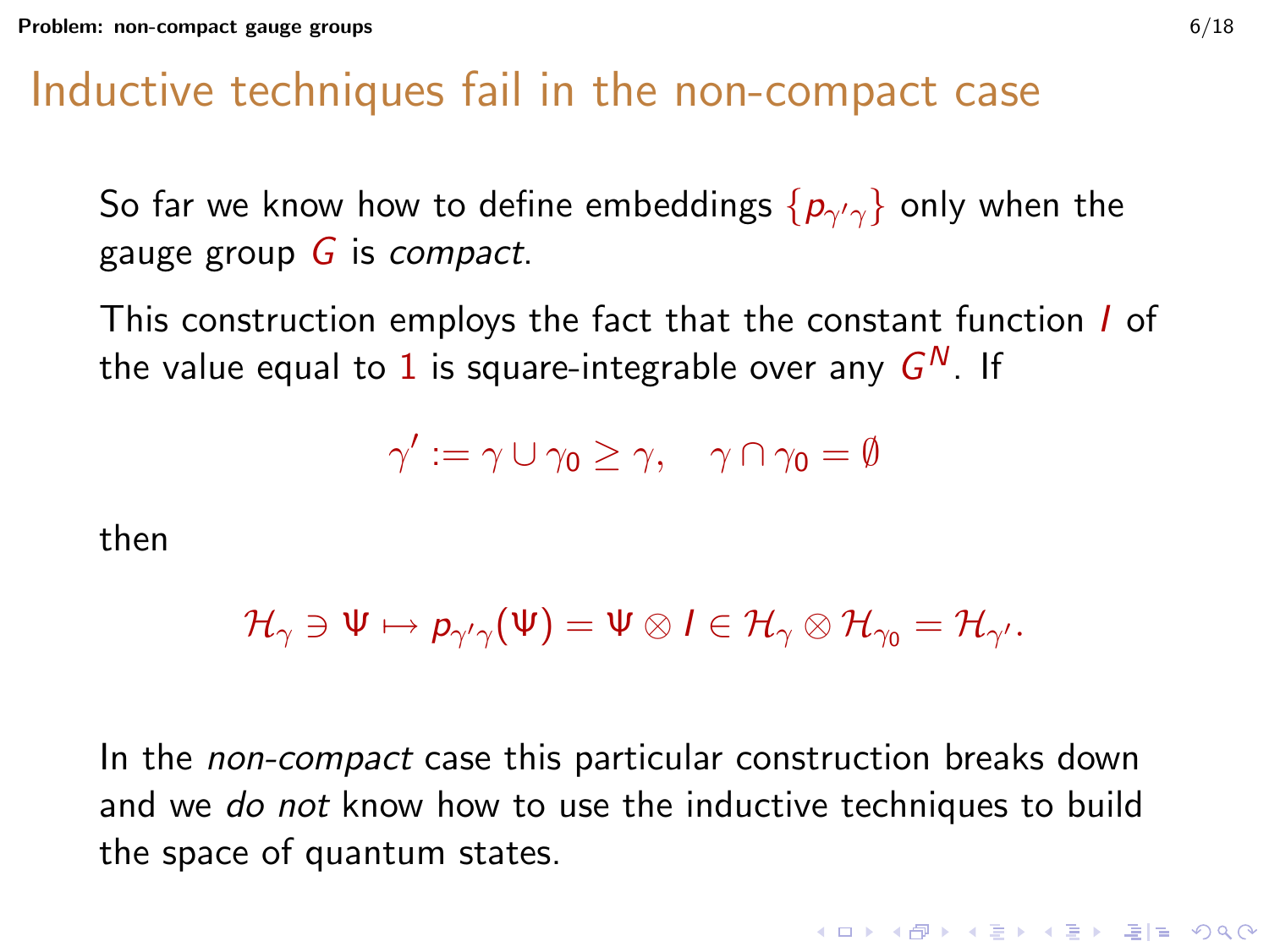# Inductive techniques fail in the non-compact case

So far we know how to define embeddings $\{p_{\gamma'\gamma}\}$ only when the gauge group $G$ is *compact*.

This construction employs the fact that the constant function $I$ of the value equal to $1$ is square-integrable over any $G^N$. If

$$\gamma' := \gamma \cup \gamma_0 \geq \gamma, \quad \gamma \cap \gamma_0 = \emptyset$$

then

$$\mathcal{H}_\gamma \ni \Psi \mapsto p_{\gamma'\gamma}(\Psi) = \Psi \otimes I \in \mathcal{H}_\gamma \otimes \mathcal{H}_{\gamma_0} = \mathcal{H}_{\gamma'}.$$

In the *non-compact* case this particular construction breaks down and we *do not* know how to use the inductive techniques to build the space of quantum states.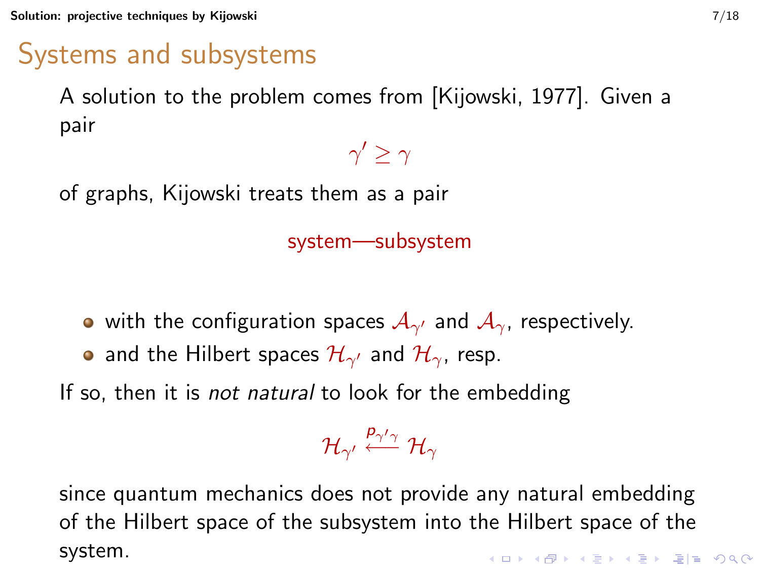# Systems and subsystems

A solution to the problem comes from [Kijowski, 1977]. Given a pair

$$\gamma' \geq \gamma$$

of graphs, Kijowski treats them as a pair

system—subsystem

- with the configuration spaces $\mathcal{A}_{\gamma'}$ and $\mathcal{A}_{\gamma}$, respectively.
- and the Hilbert spaces $\mathcal{H}_{\gamma'}$ and $\mathcal{H}_{\gamma}$, resp.

If so, then it is *not natural* to look for the embedding

$$\mathcal{H}_{\gamma'} \xleftarrow{p_{\gamma'\gamma}} \mathcal{H}_{\gamma}$$

since quantum mechanics does not provide any natural embedding of the Hilbert space of the subsystem into the Hilbert space of the system.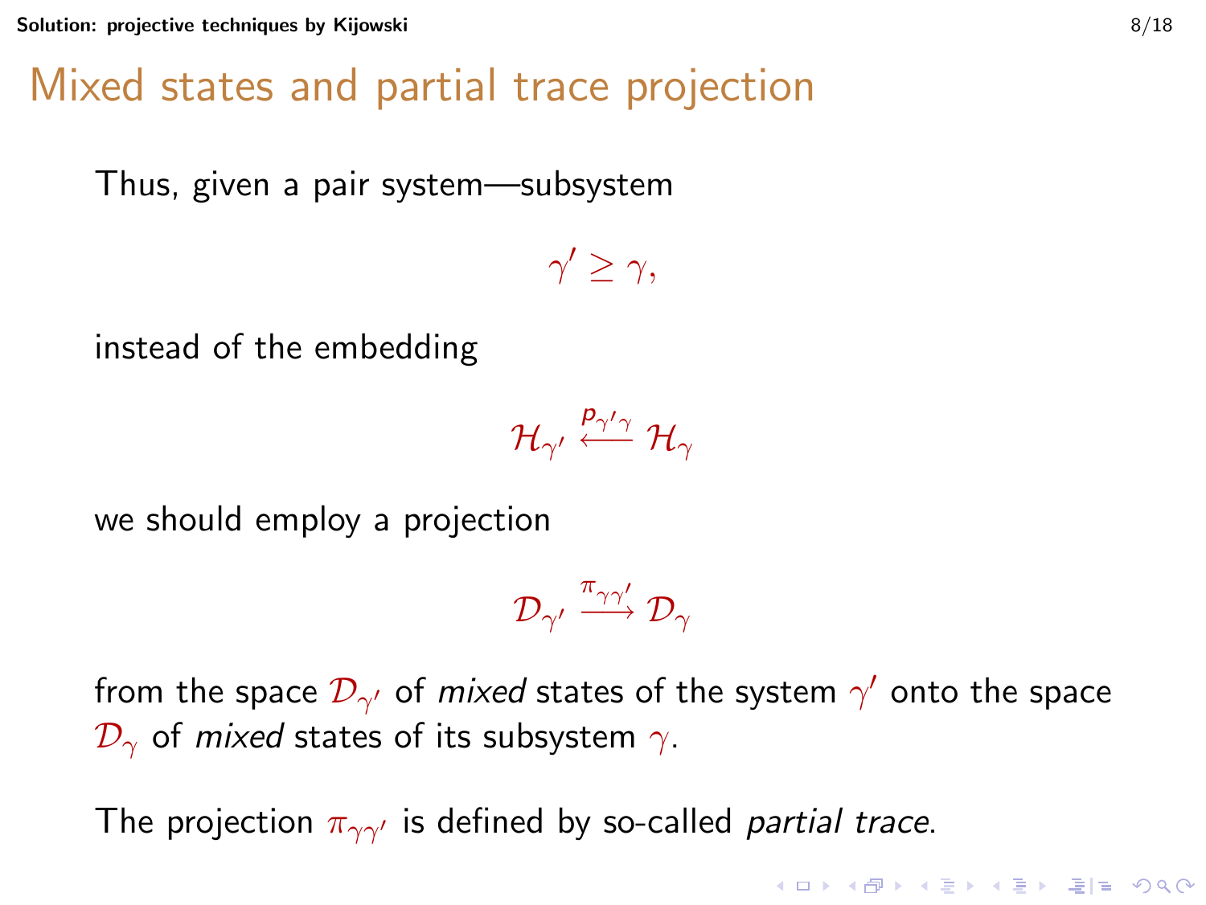# Mixed states and partial trace projection

Thus, given a pair system—subsystem

$$\gamma' \geq \gamma,$$

instead of the embedding

$$\mathcal{H}_{\gamma'} \xleftarrow{p_{\gamma'\gamma}} \mathcal{H}_{\gamma}$$

we should employ a projection

$$\mathcal{D}_{\gamma'} \xrightarrow{\pi_{\gamma\gamma'}} \mathcal{D}_{\gamma}$$

from the space $\mathcal{D}_{\gamma'}$ of *mixed* states of the system $\gamma'$ onto the space $\mathcal{D}_{\gamma}$ of *mixed* states of its subsystem $\gamma$.

The projection $\pi_{\gamma\gamma'}$ is defined by so-called *partial trace*.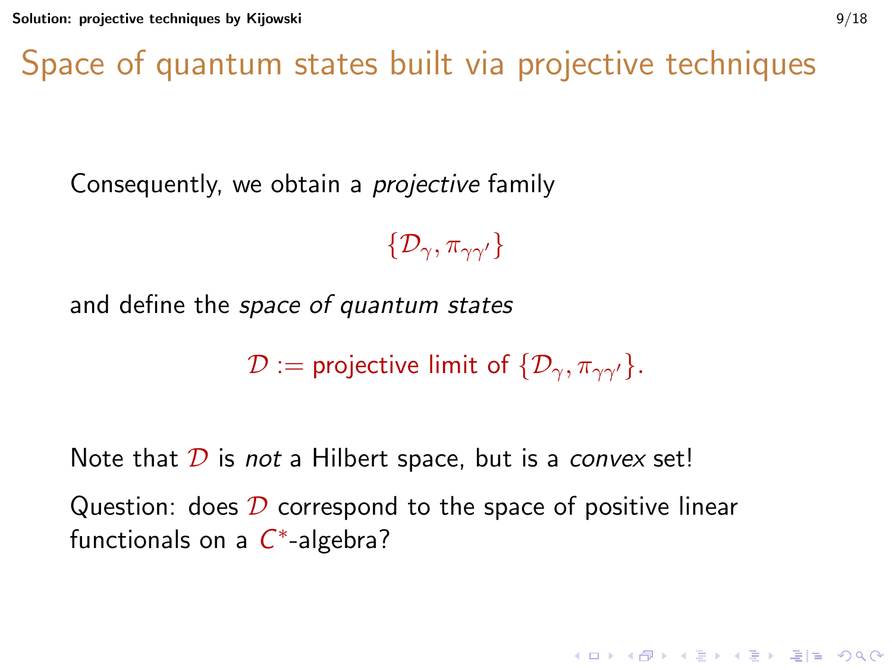# Space of quantum states built via projective techniques

Consequently, we obtain a *projective* family

$$\{\mathcal{D}_\gamma, \pi_{\gamma\gamma'}\}$$

and define the *space of quantum states*

$$\mathcal{D} := \text{projective limit of } \{\mathcal{D}_\gamma, \pi_{\gamma\gamma'}\}.$$

Note that $\mathcal{D}$ is *not* a Hilbert space, but is a *convex* set!

Question: does $\mathcal{D}$ correspond to the space of positive linear functionals on a $C^*$-algebra?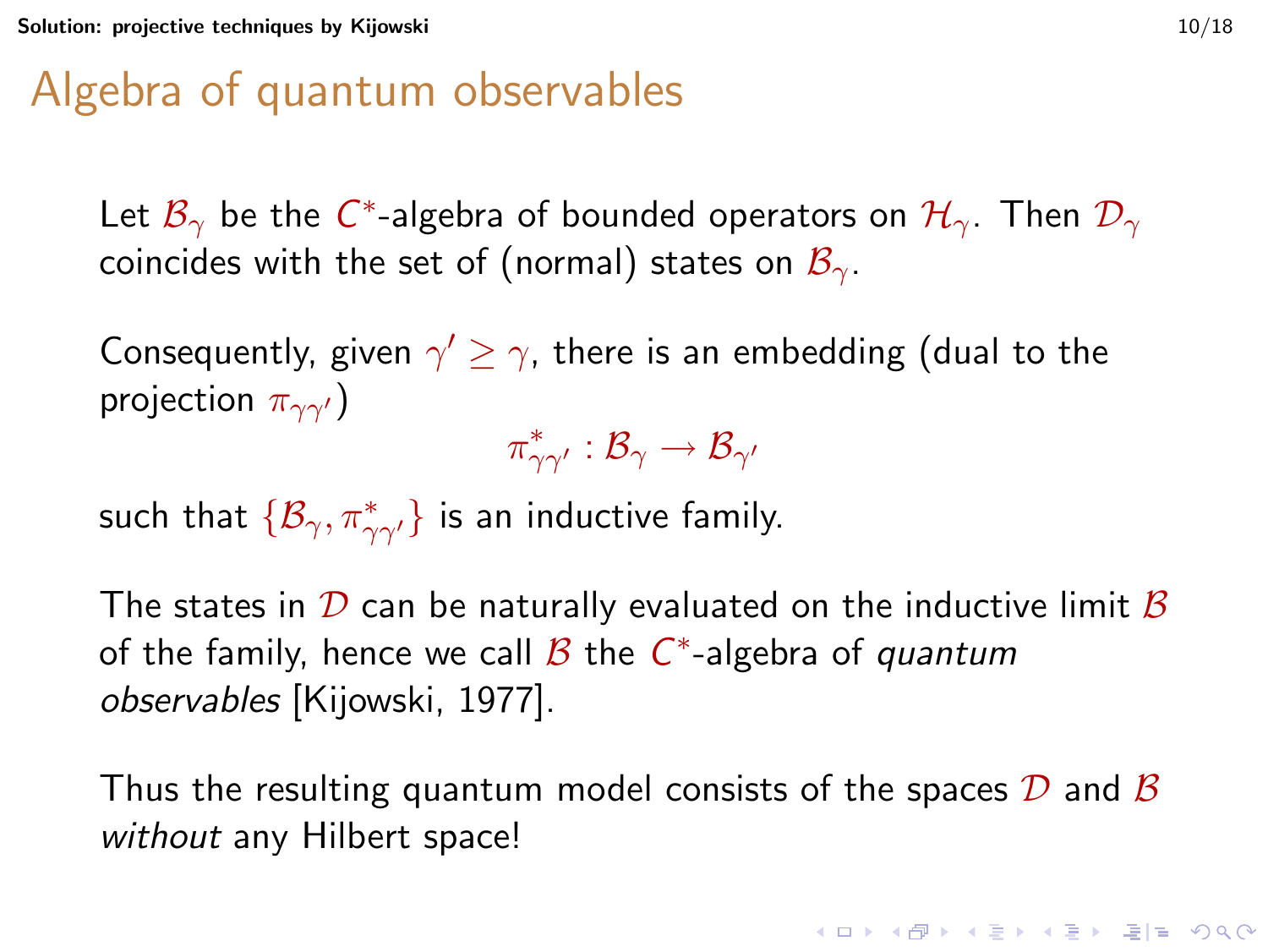# Algebra of quantum observables

Let $\mathcal{B}_\gamma$ be the $C^*$-algebra of bounded operators on $\mathcal{H}_\gamma$. Then $\mathcal{D}_\gamma$ coincides with the set of (normal) states on $\mathcal{B}_\gamma$.

Consequently, given $\gamma' \geq \gamma$, there is an embedding (dual to the projection $\pi_{\gamma\gamma'}$)

$$\pi^*_{\gamma\gamma'} : \mathcal{B}_\gamma \to \mathcal{B}_{\gamma'}$$

such that $\{\mathcal{B}_\gamma, \pi^*_{\gamma\gamma'}\}$ is an inductive family.

The states in $\mathcal{D}$ can be naturally evaluated on the inductive limit $\mathcal{B}$ of the family, hence we call $\mathcal{B}$ the $C^*$-algebra of *quantum observables* [Kijowski, 1977].

Thus the resulting quantum model consists of the spaces $\mathcal{D}$ and $\mathcal{B}$ *without* any Hilbert space!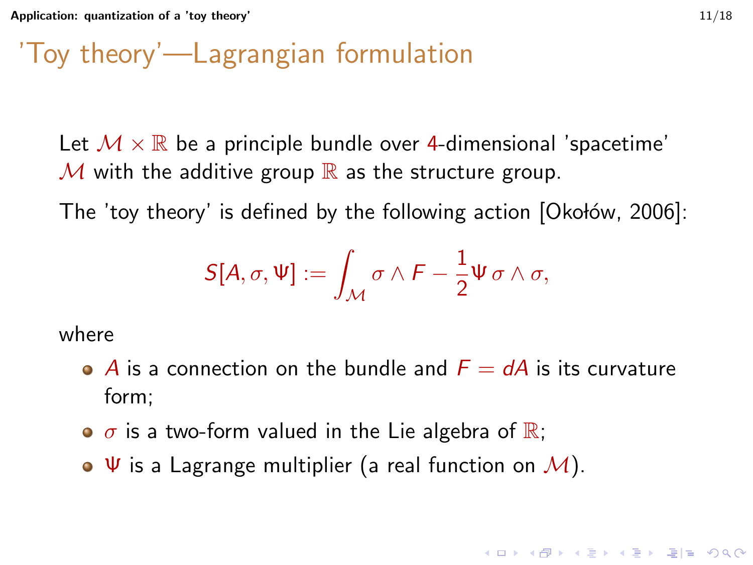# 'Toy theory'—Lagrangian formulation

Let $\mathcal{M} \times \mathbb{R}$ be a principle bundle over 4-dimensional 'spacetime' $\mathcal{M}$ with the additive group $\mathbb{R}$ as the structure group.

The 'toy theory' is defined by the following action [Okołów, 2006]:

$$S[A, \sigma, \Psi] := \int_{\mathcal{M}} \sigma \wedge F - \frac{1}{2} \Psi \, \sigma \wedge \sigma,$$

where

- $A$ is a connection on the bundle and $F = dA$ is its curvature form;
- $\sigma$ is a two-form valued in the Lie algebra of $\mathbb{R}$;
- $\Psi$ is a Lagrange multiplier (a real function on $\mathcal{M}$).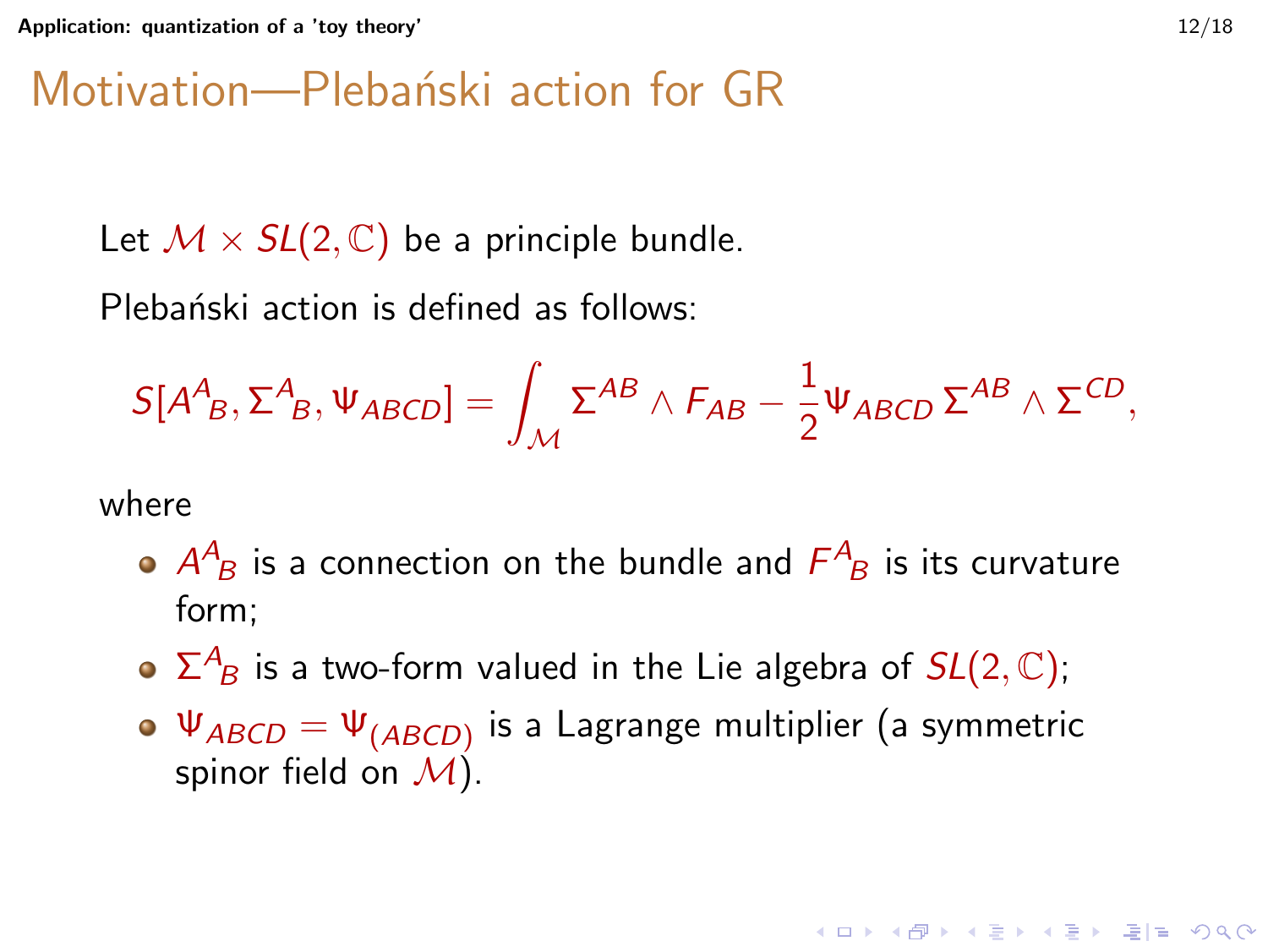# Motivation—Plebański action for GR

Let $\mathcal{M} \times SL(2,\mathbb{C})$ be a principle bundle.

Plebański action is defined as follows:

$$S[A^A{}_B, \Sigma^A{}_B, \Psi_{ABCD}] = \int_{\mathcal{M}} \Sigma^{AB} \wedge F_{AB} - \frac{1}{2}\Psi_{ABCD}\,\Sigma^{AB} \wedge \Sigma^{CD},$$

where

- $A^A{}_B$ is a connection on the bundle and $F^A{}_B$ is its curvature form;
- $\Sigma^A{}_B$ is a two-form valued in the Lie algebra of $SL(2,\mathbb{C})$;
- $\Psi_{ABCD} = \Psi_{(ABCD)}$ is a Lagrange multiplier (a symmetric spinor field on $\mathcal{M}$).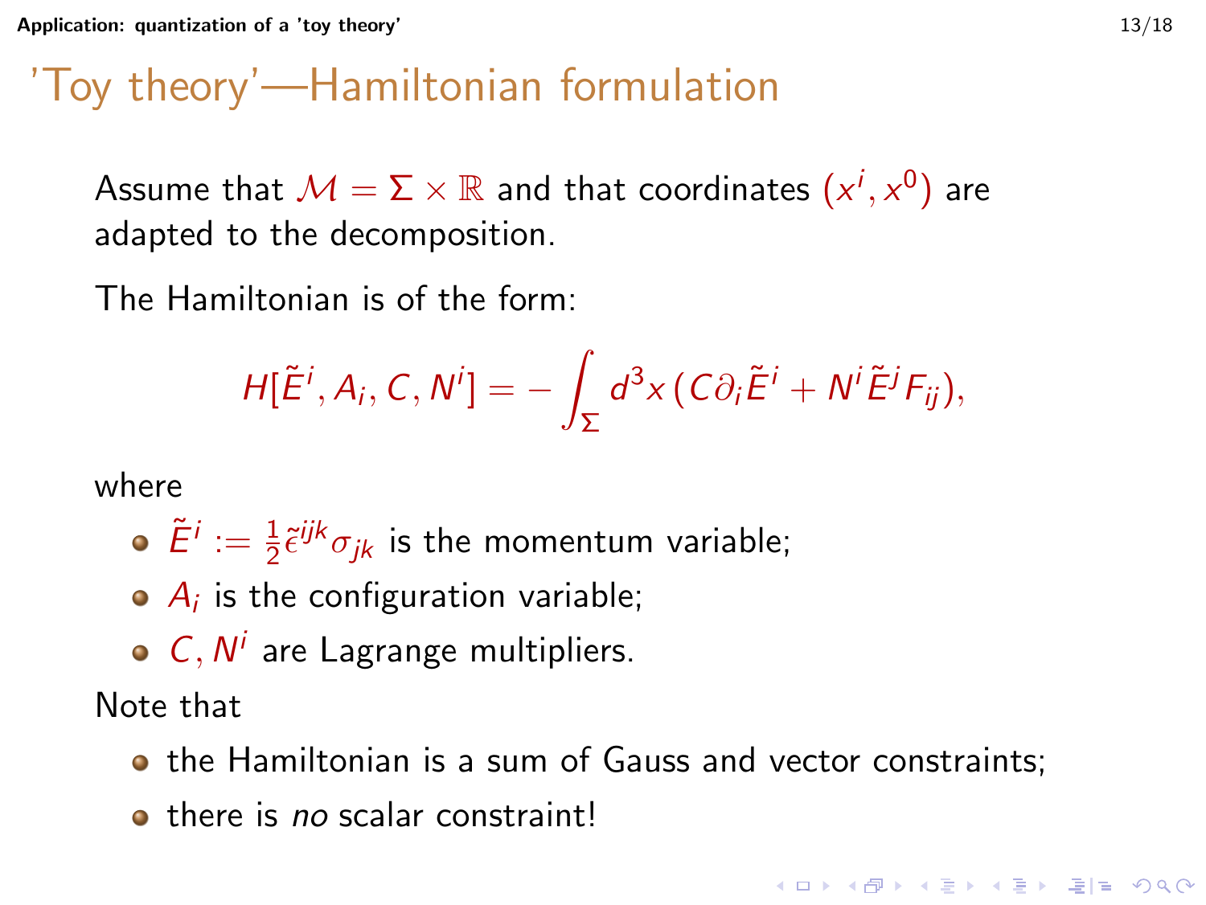# 'Toy theory'—Hamiltonian formulation

Assume that $\mathcal{M} = \Sigma \times \mathbb{R}$ and that coordinates $(x^i, x^0)$ are adapted to the decomposition.

The Hamiltonian is of the form:

$$H[\tilde{E}^i, A_i, C, N^i] = -\int_\Sigma d^3x \, (C\partial_i \tilde{E}^i + N^i \tilde{E}^j F_{ij}),$$

where

- $\tilde{E}^i := \frac{1}{2}\tilde{\epsilon}^{ijk}\sigma_{jk}$ is the momentum variable;
- $A_i$ is the configuration variable;
- $C, N^i$ are Lagrange multipliers.

Note that

- the Hamiltonian is a sum of Gauss and vector constraints;
- there is *no* scalar constraint!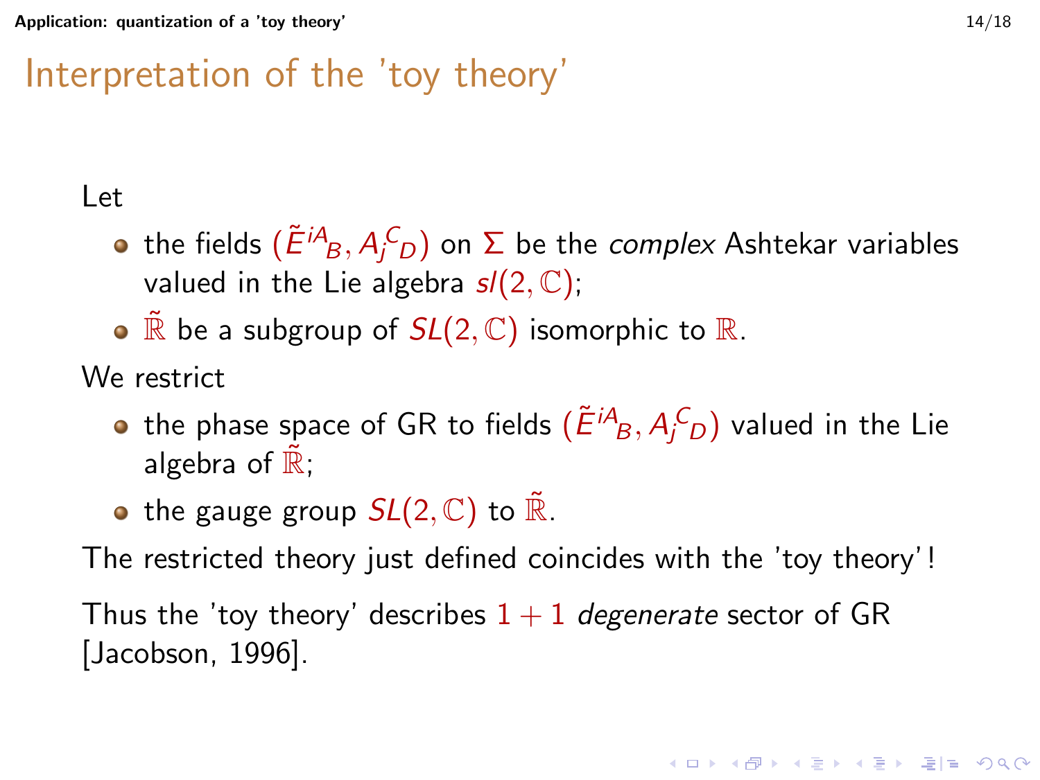# Interpretation of the 'toy theory'

Let

- the fields $(\tilde{E}^{iA}{}_B, A_j{}^C{}_D)$ on $\Sigma$ be the *complex* Ashtekar variables valued in the Lie algebra $sl(2,\mathbb{C})$;
- $\tilde{\mathbb{R}}$ be a subgroup of $SL(2,\mathbb{C})$ isomorphic to $\mathbb{R}$.

We restrict

- the phase space of GR to fields $(\tilde{E}^{iA}{}_B, A_j{}^C{}_D)$ valued in the Lie algebra of $\tilde{\mathbb{R}}$;
- the gauge group $SL(2,\mathbb{C})$ to $\tilde{\mathbb{R}}$.

The restricted theory just defined coincides with the 'toy theory'!

Thus the 'toy theory' describes $1+1$ *degenerate* sector of GR [Jacobson, 1996].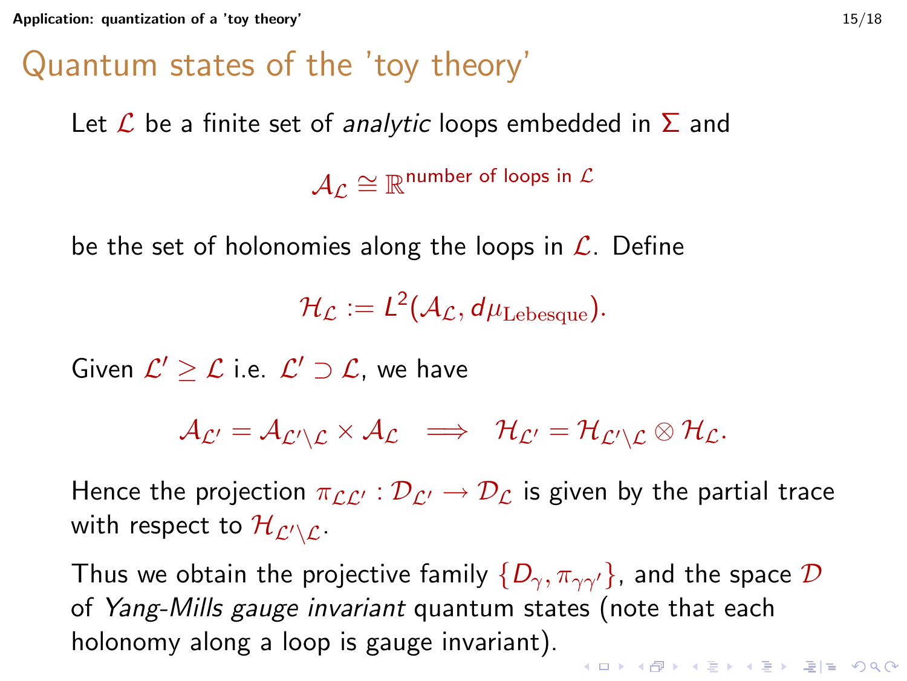# Quantum states of the 'toy theory'

Let $\mathcal{L}$ be a finite set of *analytic* loops embedded in $\Sigma$ and

$$\mathcal{A}_{\mathcal{L}} \cong \mathbb{R}^{\text{number of loops in } \mathcal{L}}$$

be the set of holonomies along the loops in $\mathcal{L}$. Define

$$\mathcal{H}_{\mathcal{L}} := L^2(\mathcal{A}_{\mathcal{L}}, d\mu_{\text{Lebesque}}).$$

Given $\mathcal{L}' \geq \mathcal{L}$ i.e. $\mathcal{L}' \supset \mathcal{L}$, we have

$$\mathcal{A}_{\mathcal{L}'} = \mathcal{A}_{\mathcal{L}' \setminus \mathcal{L}} \times \mathcal{A}_{\mathcal{L}} \implies \mathcal{H}_{\mathcal{L}'} = \mathcal{H}_{\mathcal{L}' \setminus \mathcal{L}} \otimes \mathcal{H}_{\mathcal{L}}.$$

Hence the projection $\pi_{\mathcal{L}\mathcal{L}'} : \mathcal{D}_{\mathcal{L}'} \to \mathcal{D}_{\mathcal{L}}$ is given by the partial trace with respect to $\mathcal{H}_{\mathcal{L}' \setminus \mathcal{L}}$.

Thus we obtain the projective family $\{D_\gamma, \pi_{\gamma\gamma'}\}$, and the space $\mathcal{D}$ of *Yang-Mills gauge invariant* quantum states (note that each holonomy along a loop is gauge invariant).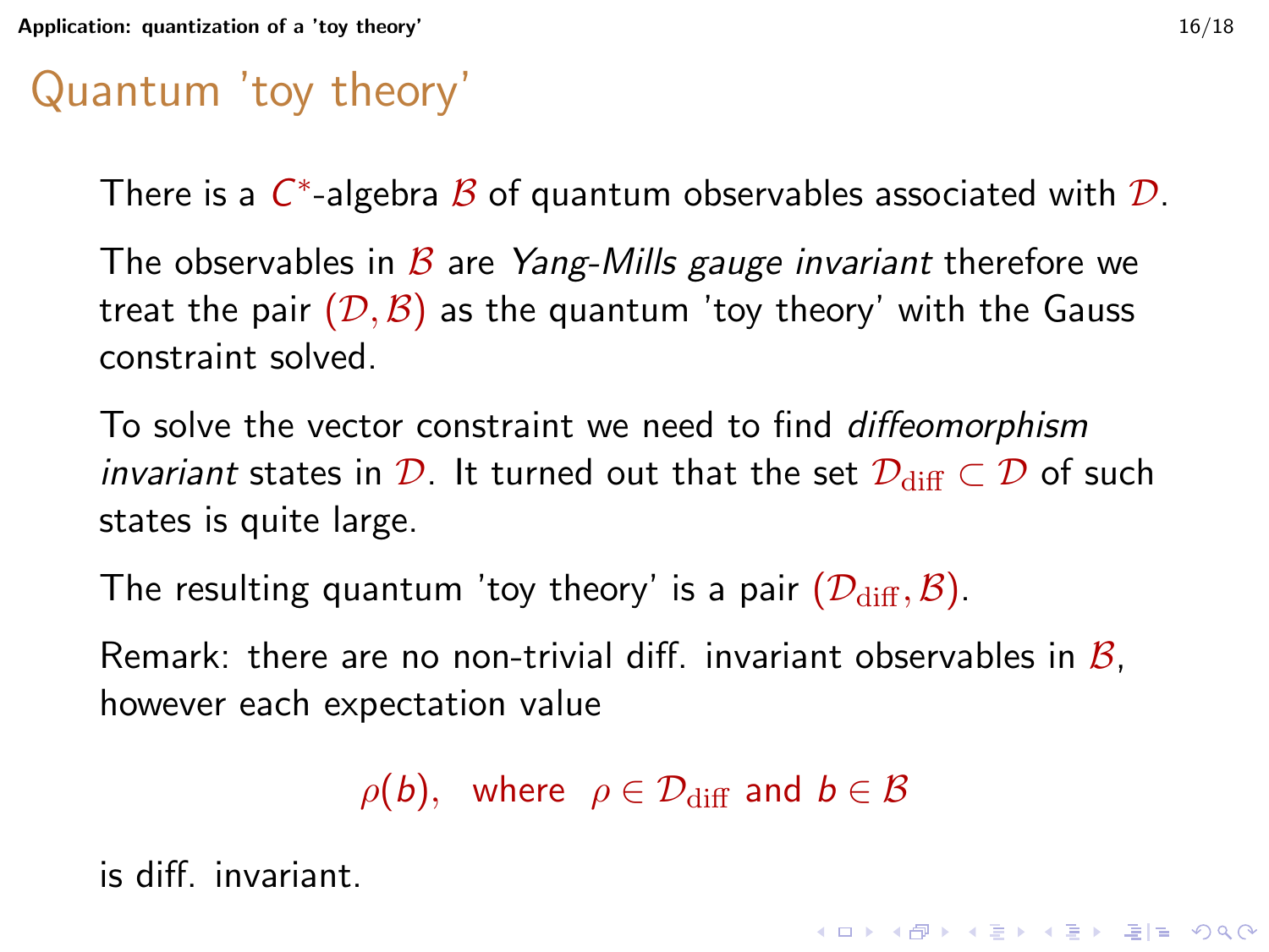# Quantum 'toy theory'

There is a $C^*$-algebra $\mathcal{B}$ of quantum observables associated with $\mathcal{D}$.

The observables in $\mathcal{B}$ are *Yang-Mills gauge invariant* therefore we treat the pair $(\mathcal{D}, \mathcal{B})$ as the quantum 'toy theory' with the Gauss constraint solved.

To solve the vector constraint we need to find *diffeomorphism invariant* states in $\mathcal{D}$. It turned out that the set $\mathcal{D}_{\rm diff} \subset \mathcal{D}$ of such states is quite large.

The resulting quantum 'toy theory' is a pair $(\mathcal{D}_{\rm diff}, \mathcal{B})$.

Remark: there are no non-trivial diff. invariant observables in $\mathcal{B}$, however each expectation value

$$\rho(b), \quad \text{where} \quad \rho \in \mathcal{D}_{\rm diff} \text{ and } b \in \mathcal{B}$$

is diff. invariant.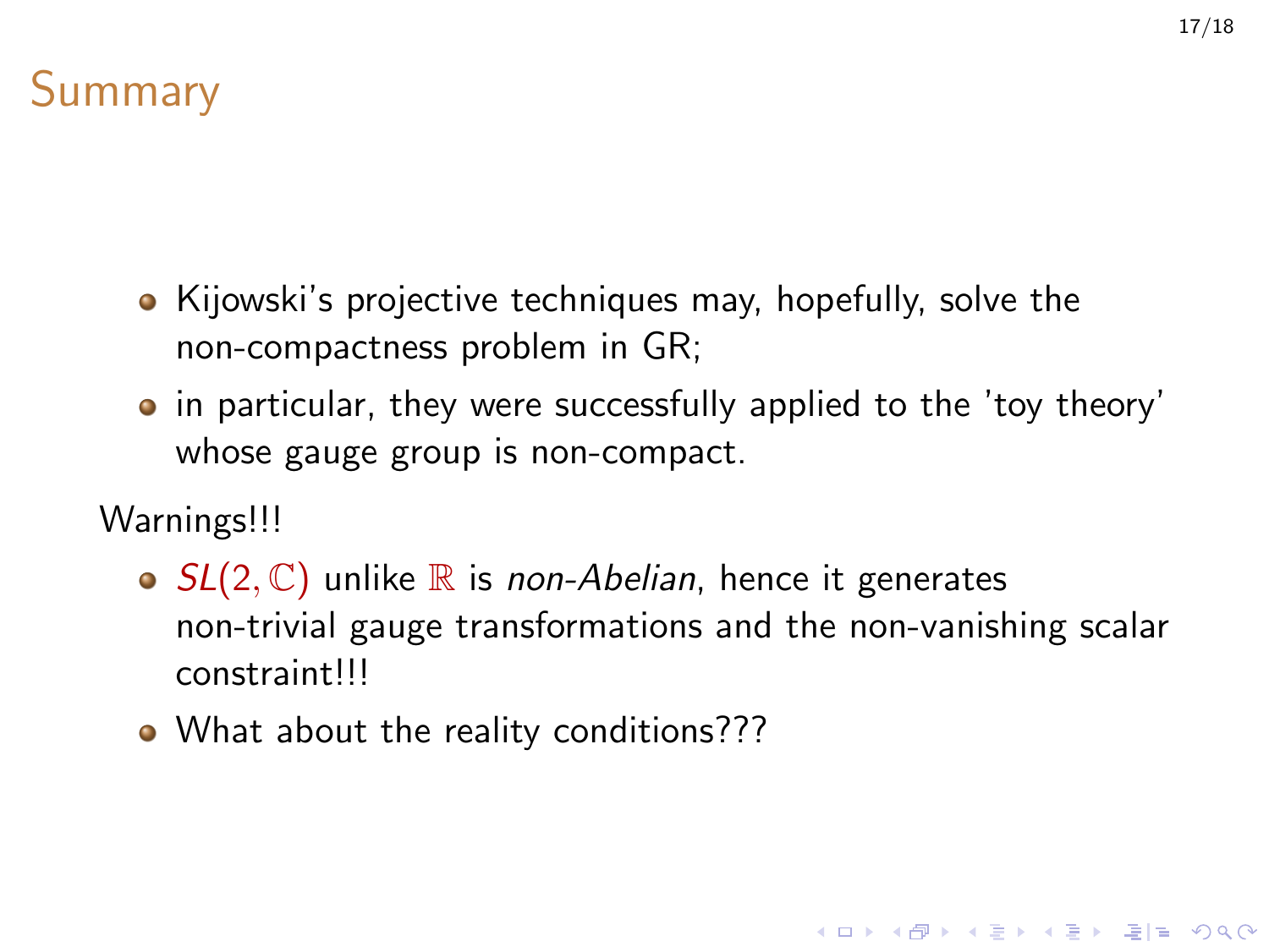# Summary

- Kijowski's projective techniques may, hopefully, solve the non-compactness problem in GR;
- in particular, they were successfully applied to the 'toy theory' whose gauge group is non-compact.

Warnings!!!

- $SL(2, \mathbb{C})$ unlike $\mathbb{R}$ is *non-Abelian*, hence it generates non-trivial gauge transformations and the non-vanishing scalar constraint!!!
- What about the reality conditions???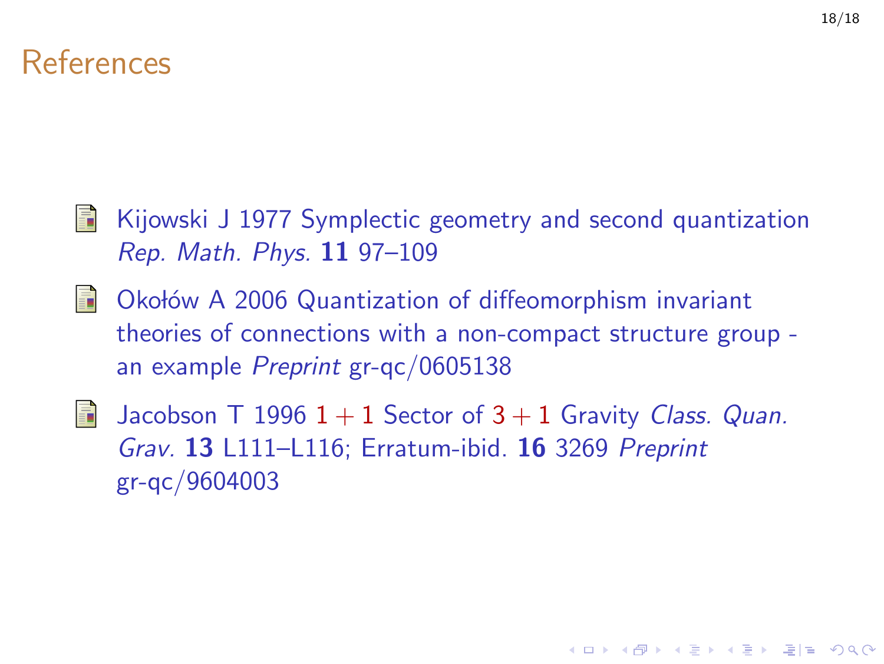# References

- Kijowski J 1977 Symplectic geometry and second quantization *Rep. Math. Phys.* **11** 97–109
- Okołów A 2006 Quantization of diffeomorphism invariant theories of connections with a non-compact structure group - an example *Preprint* gr-qc/0605138
- Jacobson T 1996 $1+1$ Sector of $3+1$ Gravity *Class. Quan. Grav.* **13** L111–L116; Erratum-ibid. **16** 3269 *Preprint* gr-qc/9604003